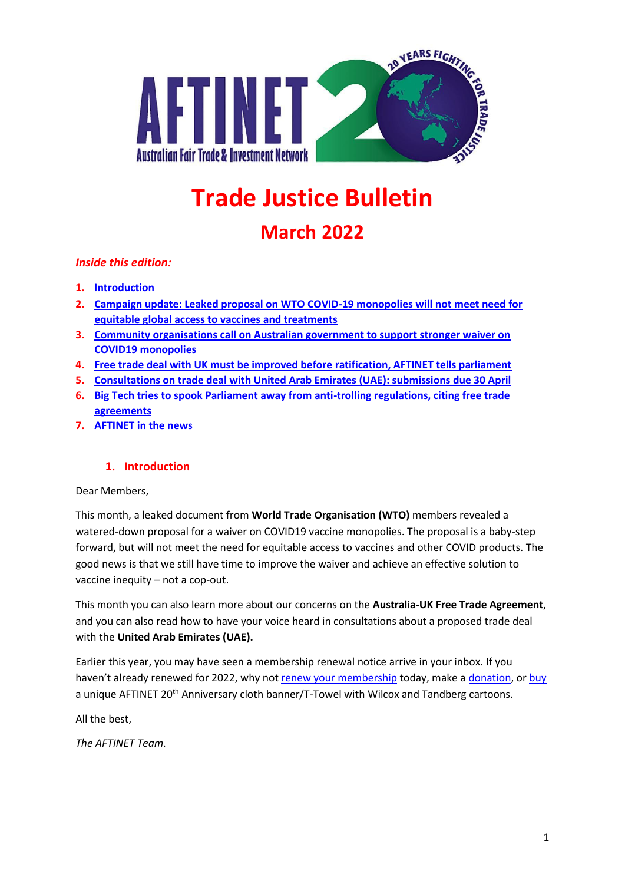# Trade Justice Bulletin

## March 2022

*Inside this edition:*

1. Introduction
2. Campaign update: Leaked proposal on WTO COVID-19 monopolies will not meet need for equitable global access to vaccines and treatments
3. Community organisations call on Australian government to support stronger waiver on COVID19 monopolies
4. Free trade deal with UK must be improved before ratification, AFTINET tells parliament
5. Consultations on trade deal with United Arab Emirates (UAE): submissions due 30 April
6. Big Tech tries to spook Parliament away from anti-trolling regulations, citing free trade agreements
7. AFTINET in the news

### 1. Introduction

Dear Members,

This month, a leaked document from **World Trade Organisation (WTO)** members revealed a watered-down proposal for a waiver on COVID19 vaccine monopolies. The proposal is a baby-step forward, but will not meet the need for equitable access to vaccines and other COVID products. The good news is that we still have time to improve the waiver and achieve an effective solution to vaccine inequity – not a cop-out.

This month you can also learn more about our concerns on the **Australia-UK Free Trade Agreement**, and you can also read how to have your voice heard in consultations about a proposed trade deal with the **United Arab Emirates (UAE).**

Earlier this year, you may have seen a membership renewal notice arrive in your inbox. If you haven't already renewed for 2022, why not renew your membership today, make a donation, or buy a unique AFTINET 20th Anniversary cloth banner/T-Towel with Wilcox and Tandberg cartoons.

All the best,

*The AFTINET Team.*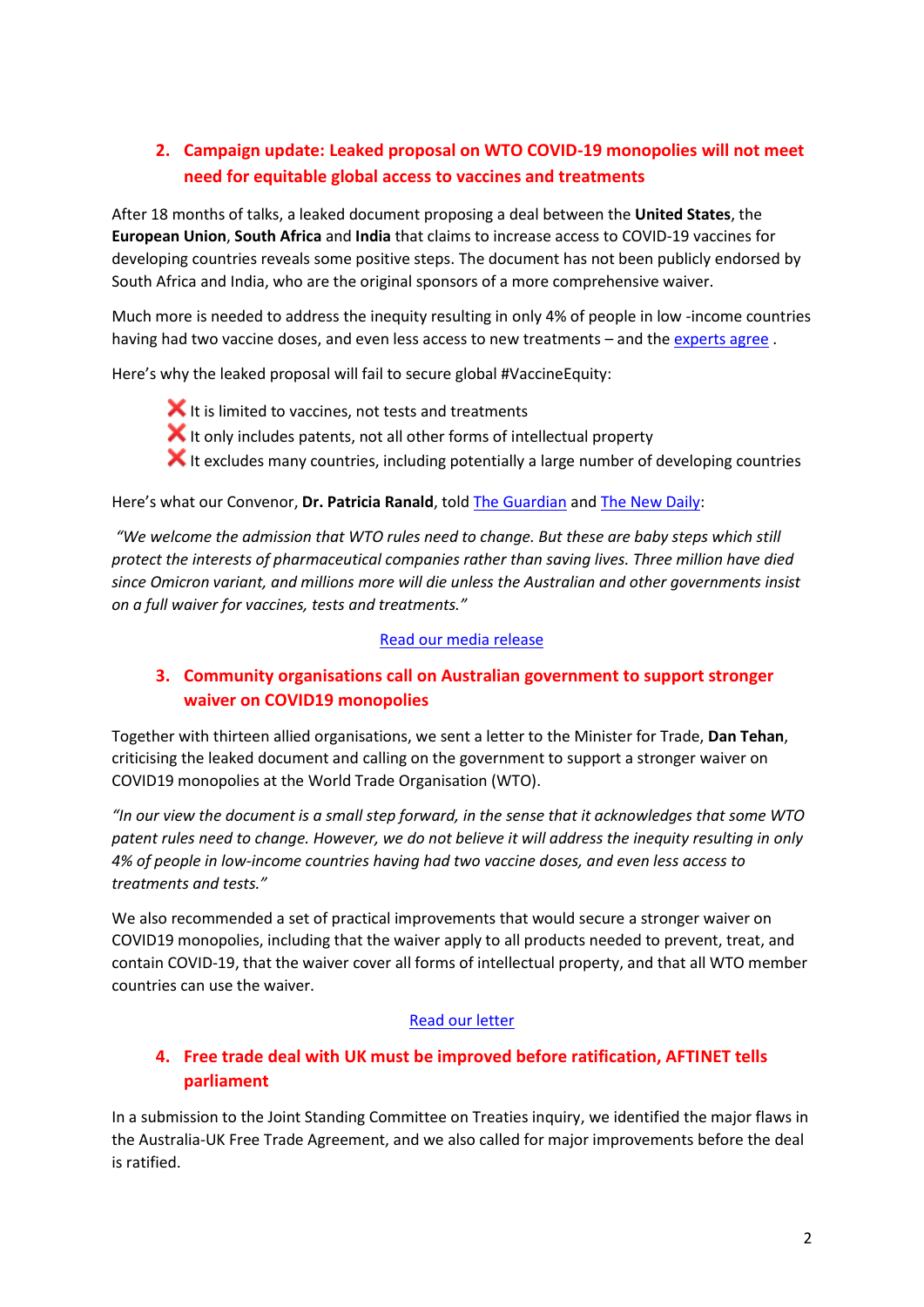## 2. Campaign update: Leaked proposal on WTO COVID-19 monopolies will not meet need for equitable global access to vaccines and treatments

After 18 months of talks, a leaked document proposing a deal between the **United States**, the **European Union**, **South Africa** and **India** that claims to increase access to COVID-19 vaccines for developing countries reveals some positive steps. The document has not been publicly endorsed by South Africa and India, who are the original sponsors of a more comprehensive waiver.

Much more is needed to address the inequity resulting in only 4% of people in low -income countries having had two vaccine doses, and even less access to new treatments – and the experts agree .

Here's why the leaked proposal will fail to secure global #VaccineEquity:

- ❌ It is limited to vaccines, not tests and treatments
- ❌ It only includes patents, not all other forms of intellectual property
- ❌ It excludes many countries, including potentially a large number of developing countries

Here's what our Convenor, **Dr. Patricia Ranald**, told The Guardian and The New Daily:

*"We welcome the admission that WTO rules need to change. But these are baby steps which still protect the interests of pharmaceutical companies rather than saving lives. Three million have died since Omicron variant, and millions more will die unless the Australian and other governments insist on a full waiver for vaccines, tests and treatments."*

Read our media release

## 3. Community organisations call on Australian government to support stronger waiver on COVID19 monopolies

Together with thirteen allied organisations, we sent a letter to the Minister for Trade, **Dan Tehan**, criticising the leaked document and calling on the government to support a stronger waiver on COVID19 monopolies at the World Trade Organisation (WTO).

*"In our view the document is a small step forward, in the sense that it acknowledges that some WTO patent rules need to change. However, we do not believe it will address the inequity resulting in only 4% of people in low-income countries having had two vaccine doses, and even less access to treatments and tests."*

We also recommended a set of practical improvements that would secure a stronger waiver on COVID19 monopolies, including that the waiver apply to all products needed to prevent, treat, and contain COVID-19, that the waiver cover all forms of intellectual property, and that all WTO member countries can use the waiver.

Read our letter

## 4. Free trade deal with UK must be improved before ratification, AFTINET tells parliament

In a submission to the Joint Standing Committee on Treaties inquiry, we identified the major flaws in the Australia-UK Free Trade Agreement, and we also called for major improvements before the deal is ratified.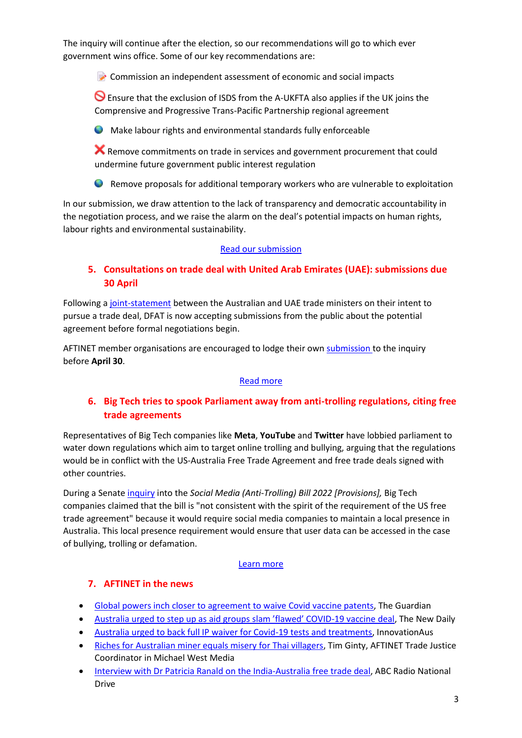The inquiry will continue after the election, so our recommendations will go to which ever government wins office. Some of our key recommendations are:

- 📝 Commission an independent assessment of economic and social impacts
- 🚫 Ensure that the exclusion of ISDS from the A-UKFTA also applies if the UK joins the Comprensive and Progressive Trans-Pacific Partnership regional agreement
- 🌏 Make labour rights and environmental standards fully enforceable
- ❌ Remove commitments on trade in services and government procurement that could undermine future government public interest regulation
- 🌏 Remove proposals for additional temporary workers who are vulnerable to exploitation

In our submission, we draw attention to the lack of transparency and democratic accountability in the negotiation process, and we raise the alarm on the deal's potential impacts on human rights, labour rights and environmental sustainability.

Read our submission

## 5. Consultations on trade deal with United Arab Emirates (UAE): submissions due 30 April

Following a joint-statement between the Australian and UAE trade ministers on their intent to pursue a trade deal, DFAT is now accepting submissions from the public about the potential agreement before formal negotiations begin.

AFTINET member organisations are encouraged to lodge their own submission to the inquiry before **April 30**.

Read more

## 6. Big Tech tries to spook Parliament away from anti-trolling regulations, citing free trade agreements

Representatives of Big Tech companies like **Meta**, **YouTube** and **Twitter** have lobbied parliament to water down regulations which aim to target online trolling and bullying, arguing that the regulations would be in conflict with the US-Australia Free Trade Agreement and free trade deals signed with other countries.

During a Senate inquiry into the *Social Media (Anti-Trolling) Bill 2022 [Provisions],* Big Tech companies claimed that the bill is "not consistent with the spirit of the requirement of the US free trade agreement" because it would require social media companies to maintain a local presence in Australia. This local presence requirement would ensure that user data can be accessed in the case of bullying, trolling or defamation.

Learn more

## 7. AFTINET in the news

- Global powers inch closer to agreement to waive Covid vaccine patents, The Guardian
- Australia urged to step up as aid groups slam 'flawed' COVID-19 vaccine deal, The New Daily
- Australia urged to back full IP waiver for Covid-19 tests and treatments, InnovationAus
- Riches for Australian miner equals misery for Thai villagers, Tim Ginty, AFTINET Trade Justice Coordinator in Michael West Media
- Interview with Dr Patricia Ranald on the India-Australia free trade deal, ABC Radio National Drive